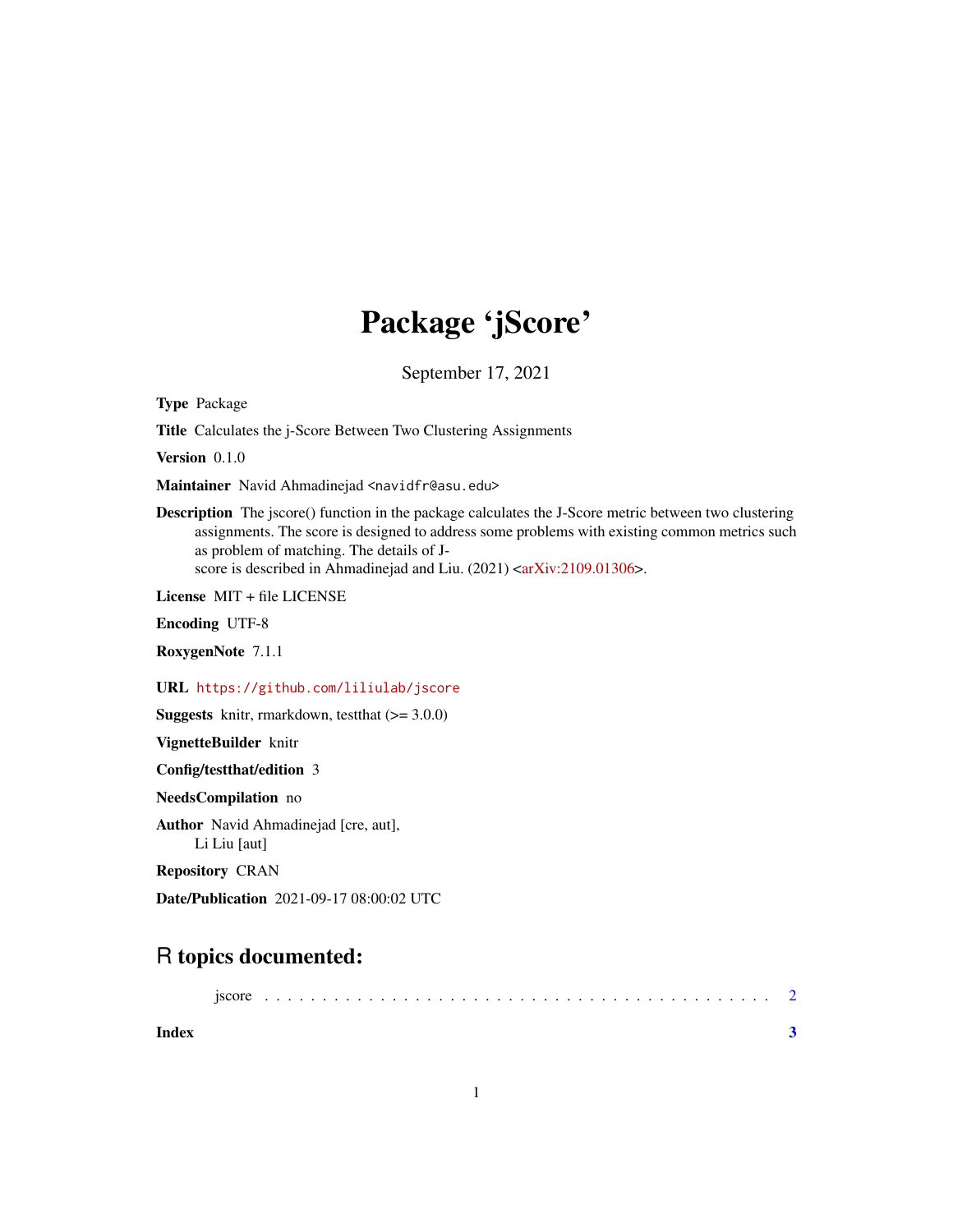# Package 'jScore'

September 17, 2021

**Type** Package

**Title** Calculates the j-Score Between Two Clustering Assignments

**Version** 0.1.0

**Maintainer** Navid Ahmadinejad <navidfr@asu.edu>

**Description** The jscore() function in the package calculates the J-Score metric between two clustering assignments. The score is designed to address some problems with existing common metrics such as problem of matching. The details of J-score is described in Ahmadinejad and Liu. (2021) <arXiv:2109.01306>.

**License** MIT + file LICENSE

**Encoding** UTF-8

**RoxygenNote** 7.1.1

**URL** https://github.com/liliulab/jscore

**Suggests** knitr, rmarkdown, testthat (>= 3.0.0)

**VignetteBuilder** knitr

**Config/testthat/edition** 3

**NeedsCompilation** no

**Author** Navid Ahmadinejad [cre, aut],
Li Liu [aut]

**Repository** CRAN

**Date/Publication** 2021-09-17 08:00:02 UTC

## R topics documented:

jscore . . . . . . . . . . . . . . . . . . . . . . . . . . . . . . . . . . . . . . . . . . . . 2

**Index** **3**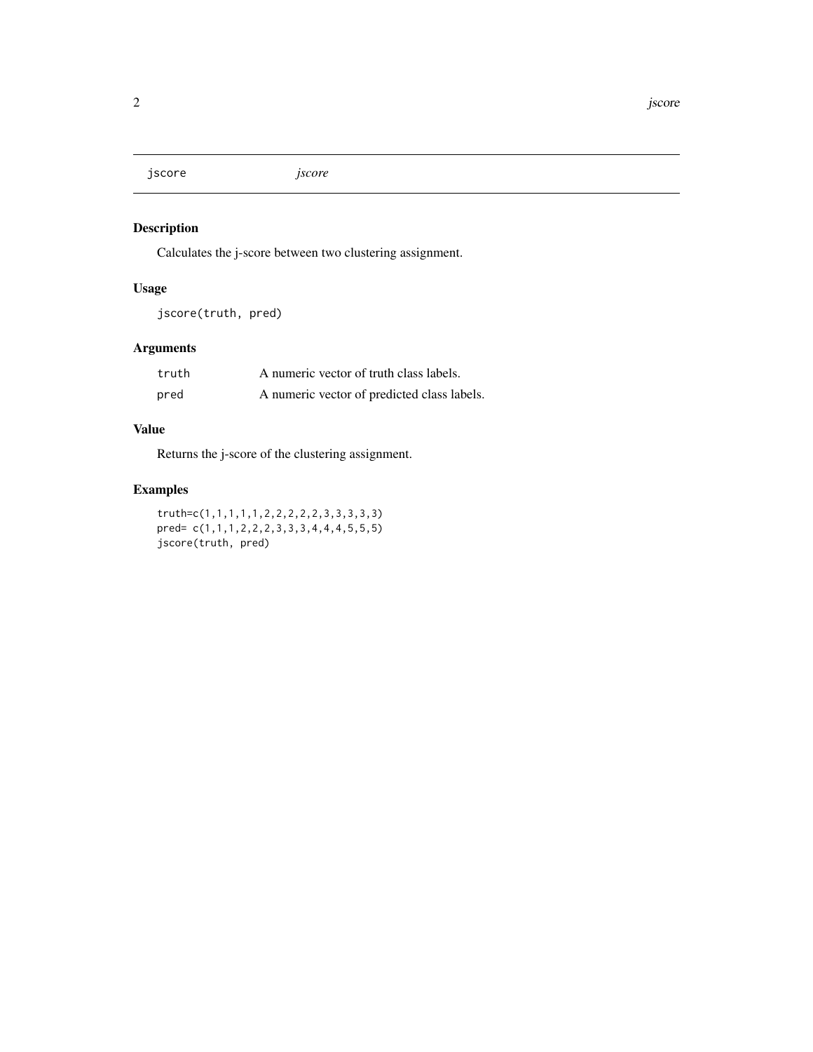# jscore *jscore*

## Description

Calculates the j-score between two clustering assignment.

## Usage

```
jscore(truth, pred)
```

## Arguments

| | |
|---|---|
| truth | A numeric vector of truth class labels. |
| pred | A numeric vector of predicted class labels. |

## Value

Returns the j-score of the clustering assignment.

## Examples

```
truth=c(1,1,1,1,1,2,2,2,2,2,3,3,3,3,3)
pred= c(1,1,1,2,2,2,3,3,3,4,4,4,5,5,5)
jscore(truth, pred)
```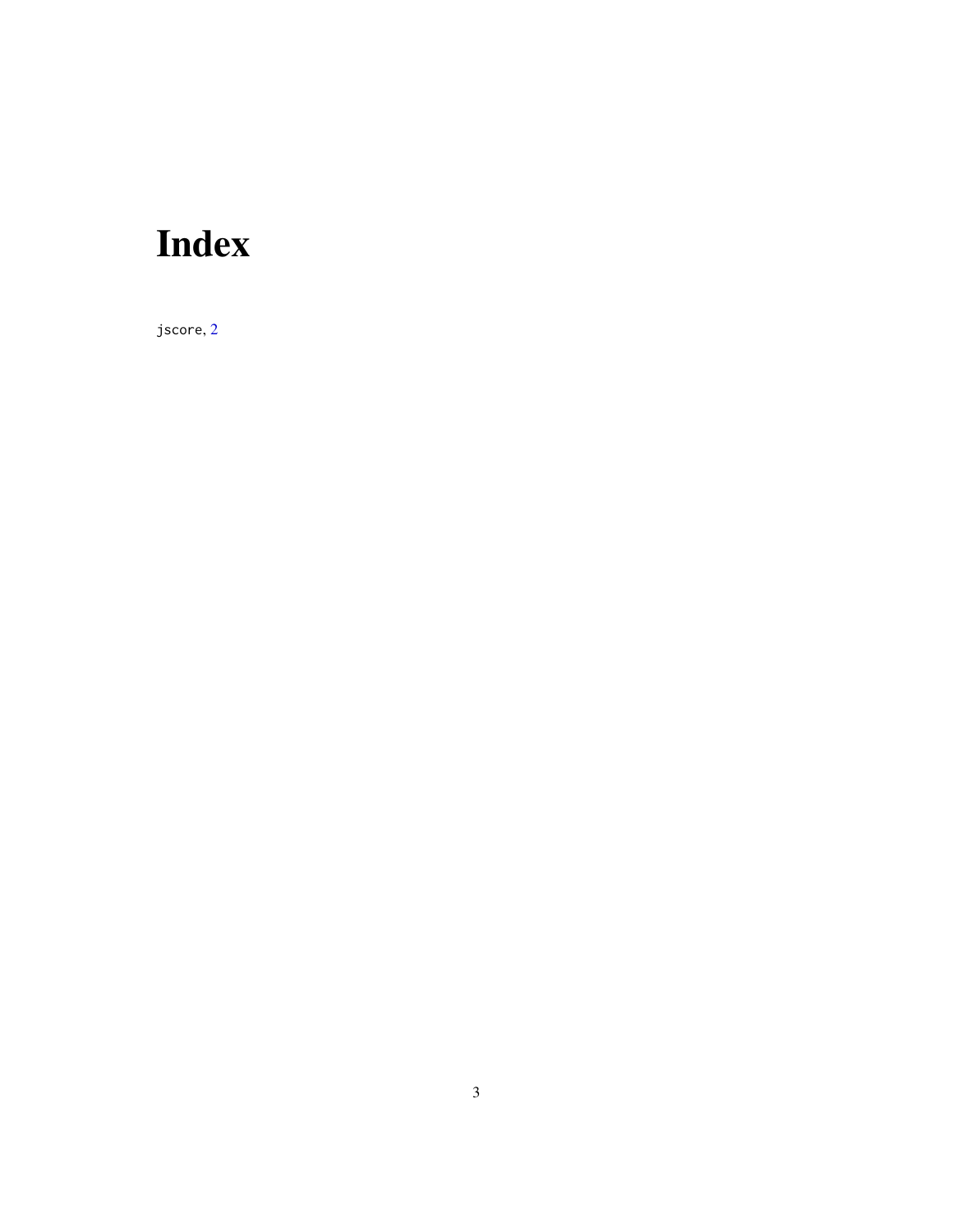# Index

jscore, 2